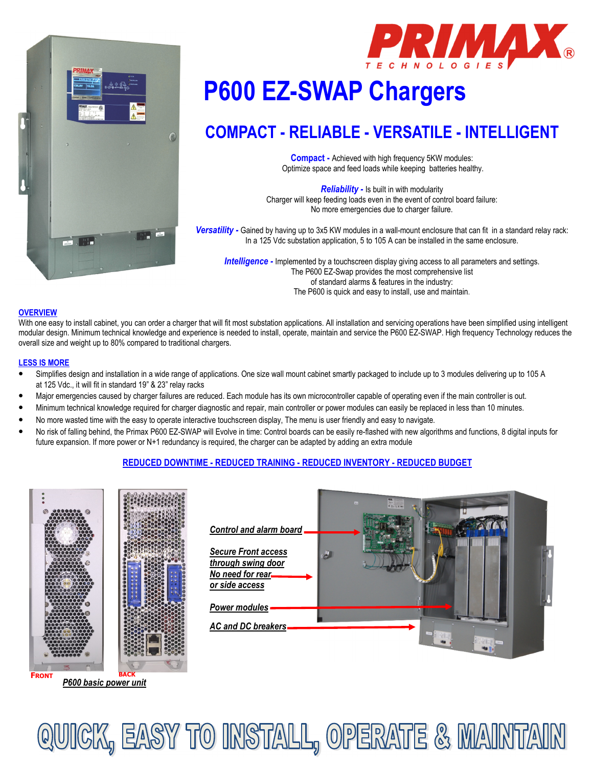PRIMAX® TECHNOLOGIES

# P600 EZ-SWAP Chargers

## COMPACT - RELIABLE - VERSATILE - INTELLIGENT

**Compact -** Achieved with high frequency 5KW modules:
Optimize space and feed loads while keeping batteries healthy.

***Reliability -*** Is built in with modularity
Charger will keep feeding loads even in the event of control board failure:
No more emergencies due to charger failure.

***Versatility -*** Gained by having up to 3x5 KW modules in a wall-mount enclosure that can fit in a standard relay rack:
In a 125 Vdc substation application, 5 to 105 A can be installed in the same enclosure.

***Intelligence -*** Implemented by a touchscreen display giving access to all parameters and settings.
The P600 EZ-Swap provides the most comprehensive list
of standard alarms & features in the industry:
The P600 is quick and easy to install, use and maintain.

### OVERVIEW

With one easy to install cabinet, you can order a charger that will fit most substation applications. All installation and servicing operations have been simplified using intelligent modular design. Minimum technical knowledge and experience is needed to install, operate, maintain and service the P600 EZ-SWAP. High frequency Technology reduces the overall size and weight up to 80% compared to traditional chargers.

### LESS IS MORE

- Simplifies design and installation in a wide range of applications. One size wall mount cabinet smartly packaged to include up to 3 modules delivering up to 105 A at 125 Vdc., it will fit in standard 19" & 23" relay racks
- Major emergencies caused by charger failures are reduced. Each module has its own microcontroller capable of operating even if the main controller is out.
- Minimum technical knowledge required for charger diagnostic and repair, main controller or power modules can easily be replaced in less than 10 minutes.
- No more wasted time with the easy to operate interactive touchscreen display, The menu is user friendly and easy to navigate.
- No risk of falling behind, the Primax P600 EZ-SWAP will Evolve in time: Control boards can be easily re-flashed with new algorithms and functions, 8 digital inputs for future expansion. If more power or N+1 redundancy is required, the charger can be adapted by adding an extra module

**REDUCED DOWNTIME - REDUCED TRAINING - REDUCED INVENTORY - REDUCED BUDGET**

FRONT

BACK

*P600 basic power unit*

*Control and alarm board*

*Secure Front access through swing door No need for rear or side access*

*Power modules*

*AC and DC breakers*

# QUICK, EASY TO INSTALL, OPERATE & MAINTAIN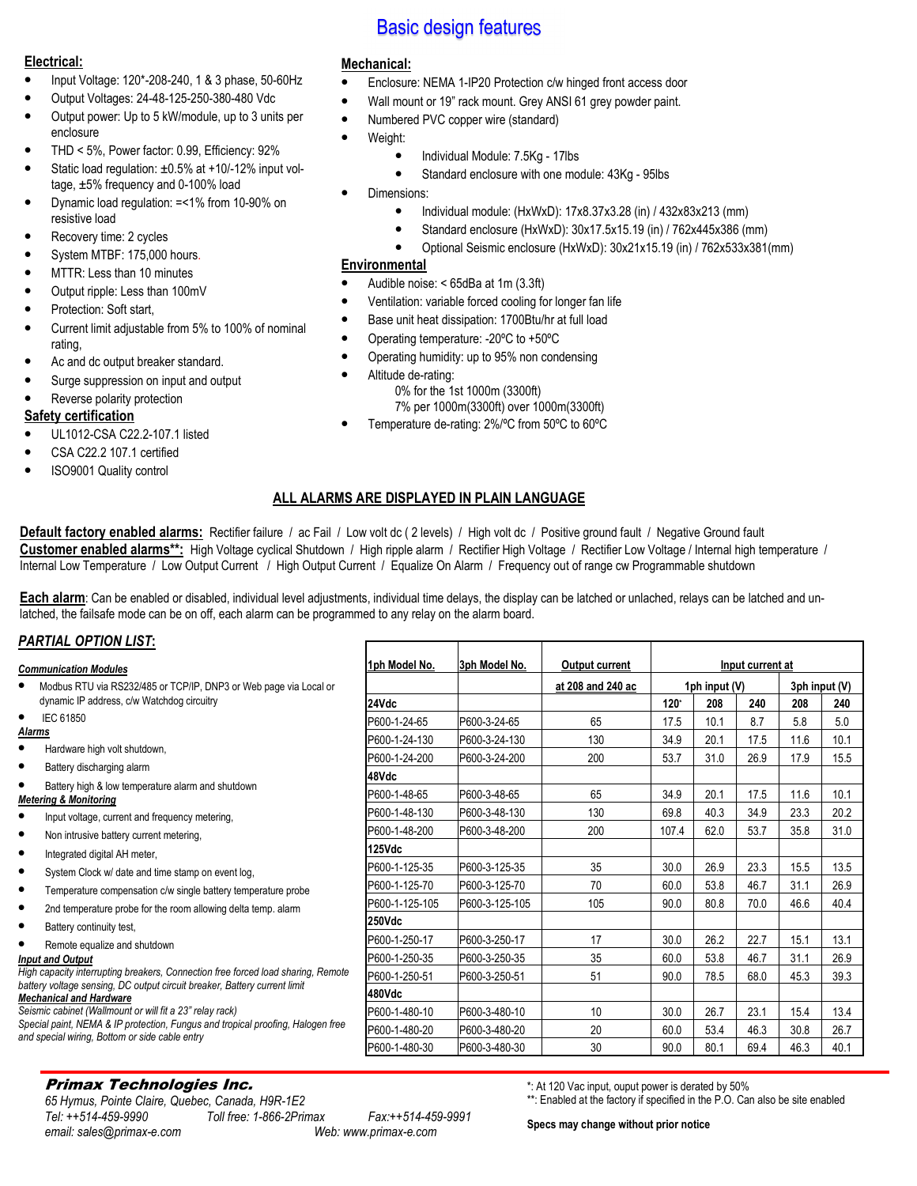# Basic design features

## Electrical:

- Input Voltage: 120*-208-240, 1 & 3 phase, 50-60Hz
- Output Voltages: 24-48-125-250-380-480 Vdc
- Output power: Up to 5 kW/module, up to 3 units per enclosure
- THD < 5%, Power factor: 0.99, Efficiency: 92%
- Static load regulation: ±0.5% at +10/-12% input voltage, ±5% frequency and 0-100% load
- Dynamic load regulation: =<1% from 10-90% on resistive load
- Recovery time: 2 cycles
- System MTBF: 175,000 hours.
- MTTR: Less than 10 minutes
- Output ripple: Less than 100mV
- Protection: Soft start,
- Current limit adjustable from 5% to 100% of nominal rating,
- Ac and dc output breaker standard.
- Surge suppression on input and output
- Reverse polarity protection

## Safety certification

- UL1012-CSA C22.2-107.1 listed
- CSA C22.2 107.1 certified
- ISO9001 Quality control

## Mechanical:

- Enclosure: NEMA 1-IP20 Protection c/w hinged front access door
- Wall mount or 19" rack mount. Grey ANSI 61 grey powder paint.
- Numbered PVC copper wire (standard)
- Weight:
  - Individual Module: 7.5Kg - 17lbs
  - Standard enclosure with one module: 43Kg - 95lbs
- Dimensions:
  - Individual module: (HxWxD): 17x8.37x3.28 (in) / 432x83x213 (mm)
  - Standard enclosure (HxWxD): 30x17.5x15.19 (in) / 762x445x386 (mm)
  - Optional Seismic enclosure (HxWxD): 30x21x15.19 (in) / 762x533x381(mm)

## Environmental

- Audible noise: < 65dBa at 1m (3.3ft)
- Ventilation: variable forced cooling for longer fan life
- Base unit heat dissipation: 1700Btu/hr at full load
- Operating temperature: -20ºC to +50ºC
- Operating humidity: up to 95% non condensing
- Altitude de-rating:
  0% for the 1st 1000m (3300ft)
  7% per 1000m(3300ft) over 1000m(3300ft)
- Temperature de-rating: 2%/ºC from 50ºC to 60ºC

## ALL ALARMS ARE DISPLAYED IN PLAIN LANGUAGE

**Default factory enabled alarms:** Rectifier failure / ac Fail / Low volt dc ( 2 levels) / High volt dc / Positive ground fault / Negative Ground fault

**Customer enabled alarms\*\*:** High Voltage cyclical Shutdown / High ripple alarm / Rectifier High Voltage / Rectifier Low Voltage / Internal high temperature / Internal Low Temperature / Low Output Current / High Output Current / Equalize On Alarm / Frequency out of range cw Programmable shutdown

**Each alarm**: Can be enabled or disabled, individual level adjustments, individual time delays, the display can be latched or unlatched, relays can be latched and unlatched, the failsafe mode can be on off, each alarm can be programmed to any relay on the alarm board.

## *PARTIAL OPTION LIST*:

***Communication Modules***

- Modbus RTU via RS232/485 or TCP/IP, DNP3 or Web page via Local or dynamic IP address, c/w Watchdog circuitry
- IEC 61850

***Alarms***

- Hardware high volt shutdown,
- Battery discharging alarm
- Battery high & low temperature alarm and shutdown

***Metering & Monitoring***

- Input voltage, current and frequency metering,
- Non intrusive battery current metering,
- Integrated digital AH meter,
- System Clock w/ date and time stamp on event log,
- Temperature compensation c/w single battery temperature probe
- 2nd temperature probe for the room allowing delta temp. alarm
- Battery continuity test,
- Remote equalize and shutdown

***Input and Output***

*High capacity interrupting breakers, Connection free forced load sharing, Remote battery voltage sensing, DC output circuit breaker, Battery current limit*

***Mechanical and Hardware***

*Seismic cabinet (Wallmount or will fit a 23" relay rack)*
*Special paint, NEMA & IP protection, Fungus and tropical proofing, Halogen free and special wiring, Bottom or side cable entry*

| 1ph Model No. | 3ph Model No. | Output current | Input current at | | | | |
|---|---|---|---|---|---|---|---|
| | | at 208 and 240 ac | 1ph input (V) | | | 3ph input (V) | |
| **24Vdc** | | | 120* | 208 | 240 | 208 | 240 |
| P600-1-24-65 | P600-3-24-65 | 65 | 17.5 | 10.1 | 8.7 | 5.8 | 5.0 |
| P600-1-24-130 | P600-3-24-130 | 130 | 34.9 | 20.1 | 17.5 | 11.6 | 10.1 |
| P600-1-24-200 | P600-3-24-200 | 200 | 53.7 | 31.0 | 26.9 | 17.9 | 15.5 |
| **48Vdc** | | | | | | | |
| P600-1-48-65 | P600-3-48-65 | 65 | 34.9 | 20.1 | 17.5 | 11.6 | 10.1 |
| P600-1-48-130 | P600-3-48-130 | 130 | 69.8 | 40.3 | 34.9 | 23.3 | 20.2 |
| P600-1-48-200 | P600-3-48-200 | 200 | 107.4 | 62.0 | 53.7 | 35.8 | 31.0 |
| **125Vdc** | | | | | | | |
| P600-1-125-35 | P600-3-125-35 | 35 | 30.0 | 26.9 | 23.3 | 15.5 | 13.5 |
| P600-1-125-70 | P600-3-125-70 | 70 | 60.0 | 53.8 | 46.7 | 31.1 | 26.9 |
| P600-1-125-105 | P600-3-125-105 | 105 | 90.0 | 80.8 | 70.0 | 46.6 | 40.4 |
| **250Vdc** | | | | | | | |
| P600-1-250-17 | P600-3-250-17 | 17 | 30.0 | 26.2 | 22.7 | 15.1 | 13.1 |
| P600-1-250-35 | P600-3-250-35 | 35 | 60.0 | 53.8 | 46.7 | 31.1 | 26.9 |
| P600-1-250-51 | P600-3-250-51 | 51 | 90.0 | 78.5 | 68.0 | 45.3 | 39.3 |
| **480Vdc** | | | | | | | |
| P600-1-480-10 | P600-3-480-10 | 10 | 30.0 | 26.7 | 23.1 | 15.4 | 13.4 |
| P600-1-480-20 | P600-3-480-20 | 20 | 60.0 | 53.4 | 46.3 | 30.8 | 26.7 |
| P600-1-480-30 | P600-3-480-30 | 30 | 90.0 | 80.1 | 69.4 | 46.3 | 40.1 |

***Primax Technologies Inc.***

*65 Hymus, Pointe Claire, Quebec, Canada, H9R-1E2*
*Tel: ++514-459-9990 Toll free: 1-866-2Primax Fax:++514-459-9991*
*email: sales@primax-e.com Web: www.primax-e.com*

*: At 120 Vac input, ouput power is derated by 50%
**: Enabled at the factory if specified in the P.O. Can also be site enabled

**Specs may change without prior notice**